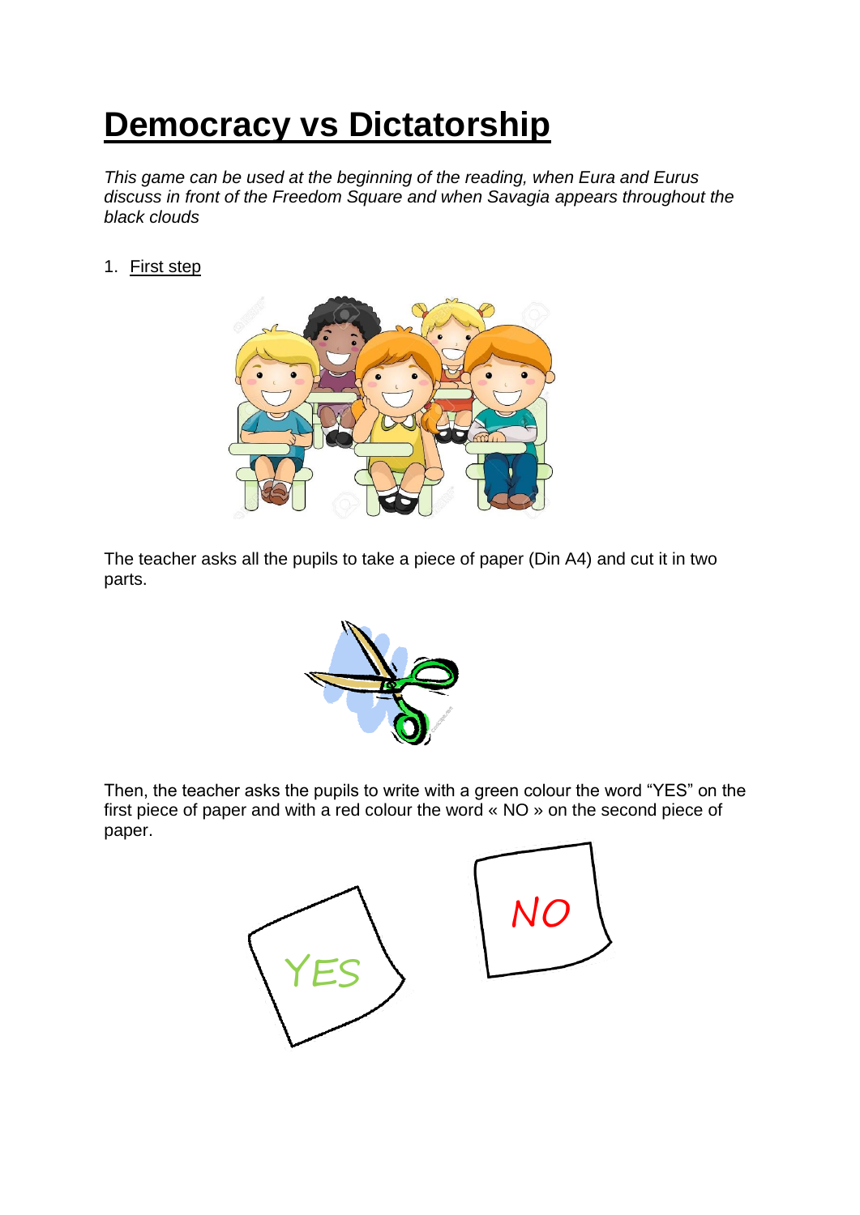# Democracy vs Dictatorship

*This game can be used at the beginning of the reading, when Eura and Eurus discuss in front of the Freedom Square and when Savagia appears throughout the black clouds*

1. First step

The teacher asks all the pupils to take a piece of paper (Din A4) and cut it in two parts.

Then, the teacher asks the pupils to write with a green colour the word "YES" on the first piece of paper and with a red colour the word « NO » on the second piece of paper.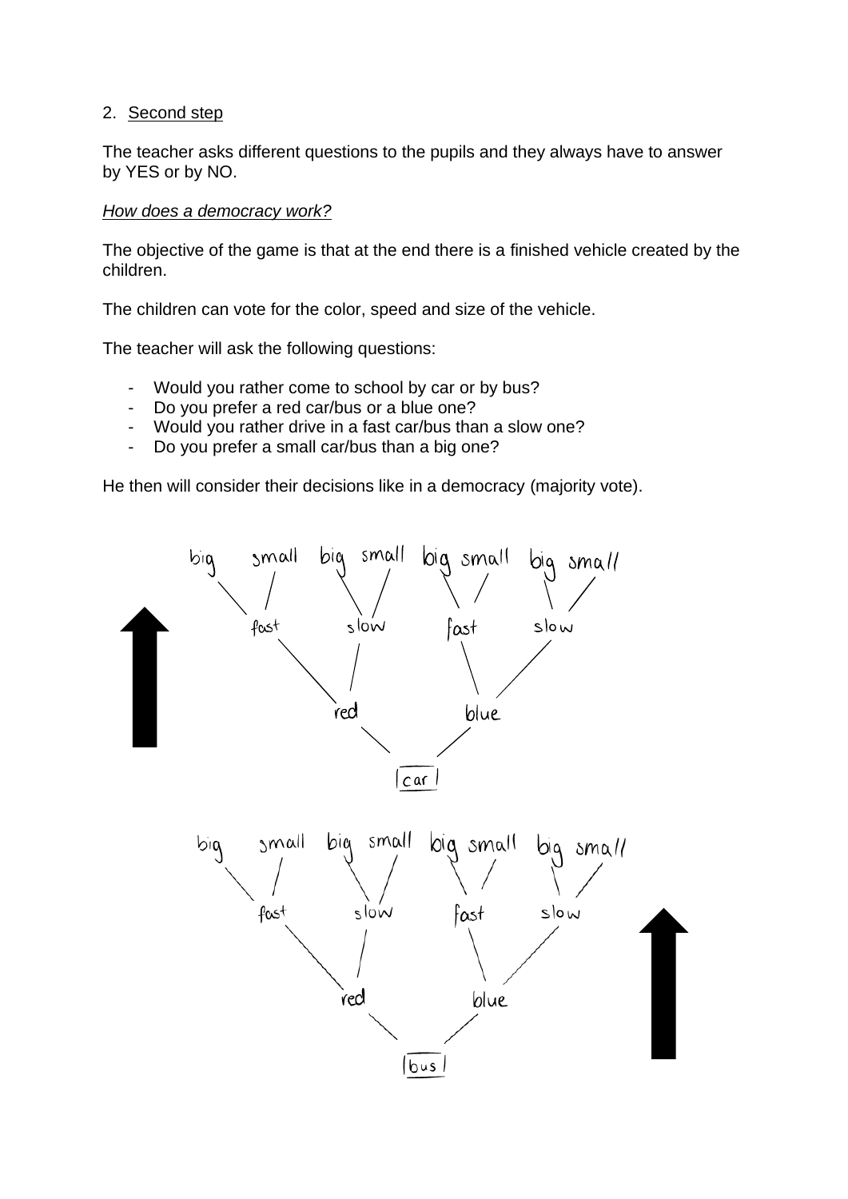2. <u>Second step</u>

The teacher asks different questions to the pupils and they always have to answer by YES or by NO.

*<u>How does a democracy work?</u>*

The objective of the game is that at the end there is a finished vehicle created by the children.

The children can vote for the color, speed and size of the vehicle.

The teacher will ask the following questions:

- Would you rather come to school by car or by bus?
- Do you prefer a red car/bus or a blue one?
- Would you rather drive in a fast car/bus than a slow one?
- Do you prefer a small car/bus than a big one?

He then will consider their decisions like in a democracy (majority vote).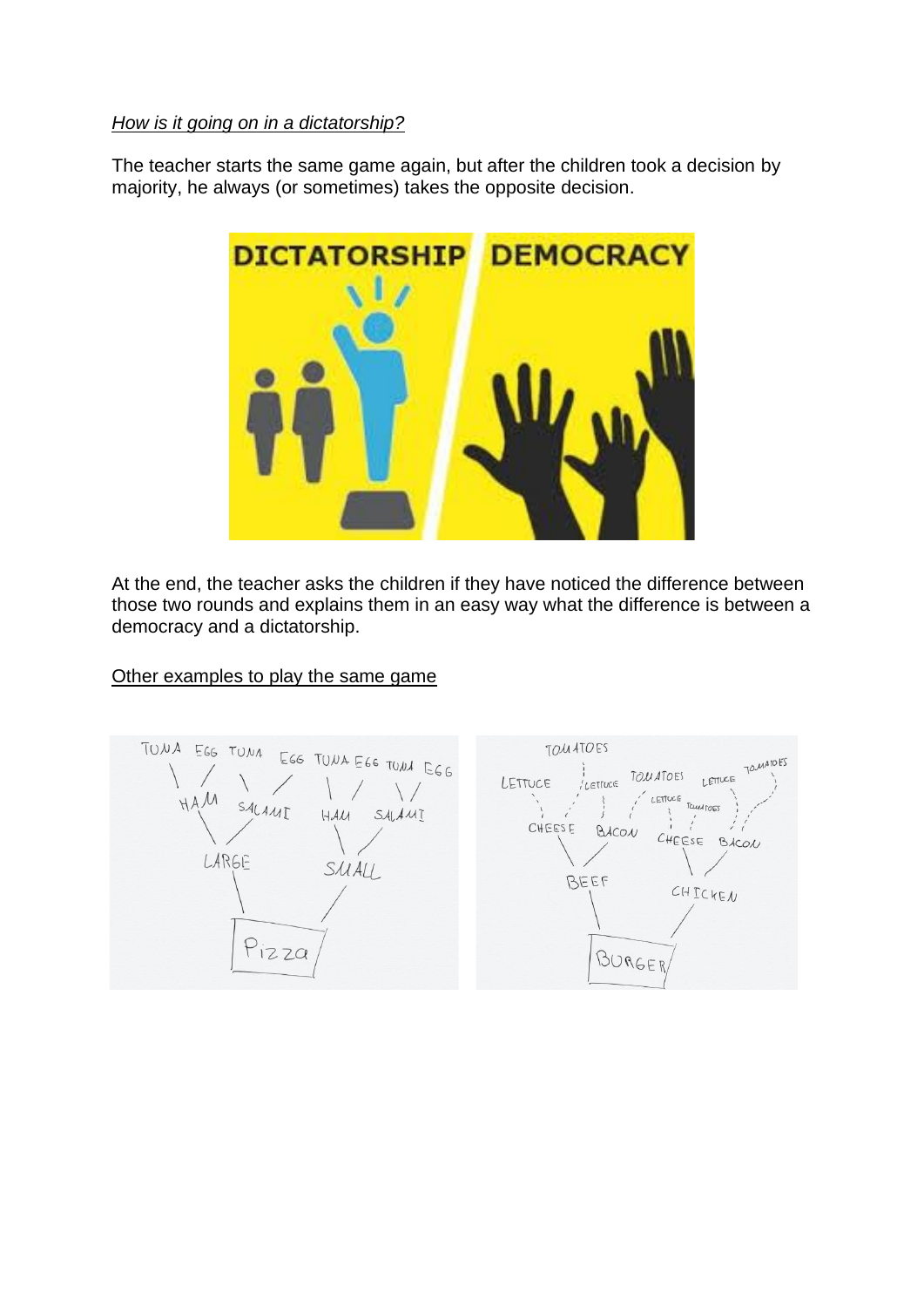*How is it going on in a dictatorship?*

The teacher starts the same game again, but after the children took a decision by majority, he always (or sometimes) takes the opposite decision.

At the end, the teacher asks the children if they have noticed the difference between those two rounds and explains them in an easy way what the difference is between a democracy and a dictatorship.

Other examples to play the same game